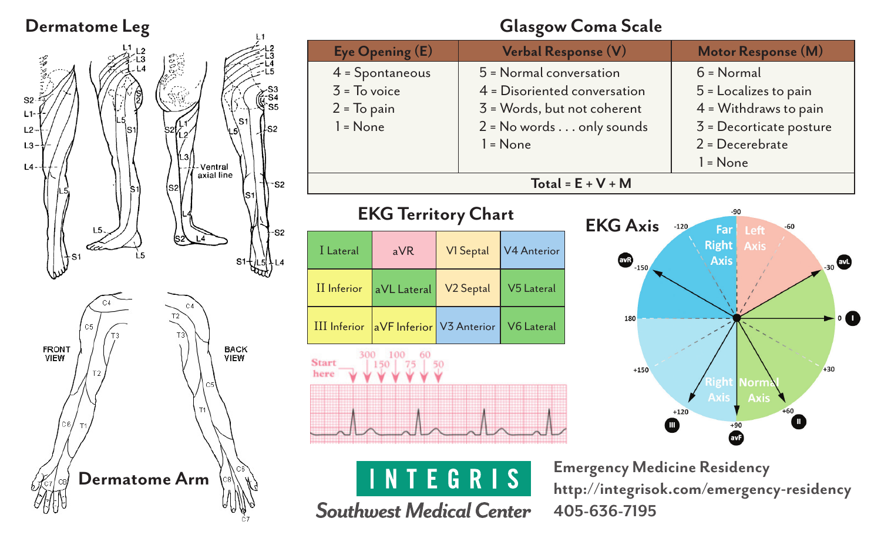## Dermatome Leg

## Glasgow Coma Scale

| Eye Opening (E) | Verbal Response (V) | Motor Response (M) |
|---|---|---|
| 4 = Spontaneous | 5 = Normal conversation | 6 = Normal |
| 3 = To voice | 4 = Disoriented conversation | 5 = Localizes to pain |
| 2 = To pain | 3 = Words, but not coherent | 4 = Withdraws to pain |
| 1 = None | 2 = No words . . . only sounds | 3 = Decorticate posture |
| | 1 = None | 2 = Decerebrate |
| | | 1 = None |
| **Total = E + V + M** | | |

## EKG Territory Chart

| I Lateral | aVR | V1 Septal | V4 Anterior |
|---|---|---|---|
| II Inferior | aVL Lateral | V2 Septal | V5 Lateral |
| III Inferior | aVF Inferior | V3 Anterior | V6 Lateral |

Start here: 300, 150, 100, 75, 60, 50

## EKG Axis

Far Right Axis; Left Axis; Right Axis; Normal Axis

-90, -120, -60, -150, -30, 180, 0, +150, +30, +120, +60, +90

aVR, aVL, I, II, aVF, III

## Dermatome Arm

FRONT VIEW / BACK VIEW

**INTEGRIS**
*Southwest Medical Center*

**Emergency Medicine Residency**
**http://integrisok.com/emergency-residency**
**405-636-7195**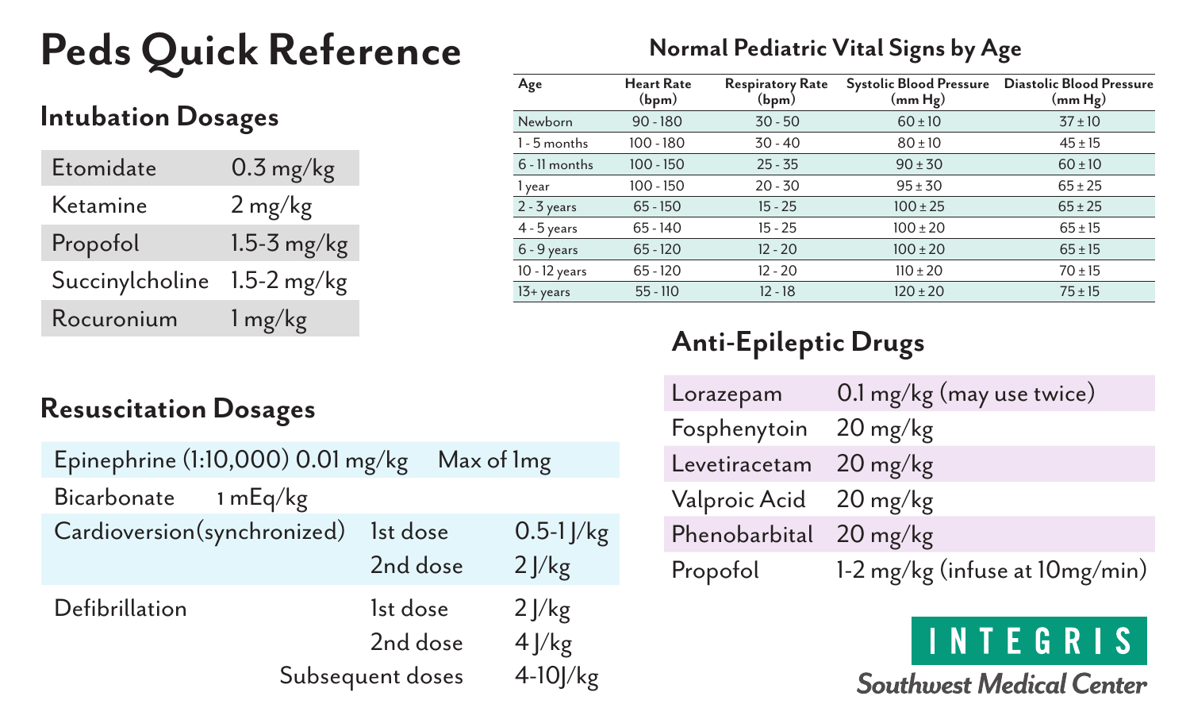# Peds Quick Reference

## Intubation Dosages

| | |
|---|---|
| Etomidate | 0.3 mg/kg |
| Ketamine | 2 mg/kg |
| Propofol | 1.5-3 mg/kg |
| Succinylcholine | 1.5-2 mg/kg |
| Rocuronium | 1 mg/kg |

## Normal Pediatric Vital Signs by Age

| Age | Heart Rate (bpm) | Respiratory Rate (bpm) | Systolic Blood Pressure (mm Hg) | Diastolic Blood Pressure (mm Hg) |
|---|---|---|---|---|
| Newborn | 90 - 180 | 30 - 50 | 60 ± 10 | 37 ± 10 |
| 1 - 5 months | 100 - 180 | 30 - 40 | 80 ± 10 | 45 ± 15 |
| 6 - 11 months | 100 - 150 | 25 - 35 | 90 ± 30 | 60 ± 10 |
| 1 year | 100 - 150 | 20 - 30 | 95 ± 30 | 65 ± 25 |
| 2 - 3 years | 65 - 150 | 15 - 25 | 100 ± 25 | 65 ± 25 |
| 4 - 5 years | 65 - 140 | 15 - 25 | 100 ± 20 | 65 ± 15 |
| 6 - 9 years | 65 - 120 | 12 - 20 | 100 ± 20 | 65 ± 15 |
| 10 - 12 years | 65 - 120 | 12 - 20 | 110 ± 20 | 70 ± 15 |
| 13+ years | 55 - 110 | 12 - 18 | 120 ± 20 | 75 ± 15 |

## Resuscitation Dosages

| | | |
|---|---|---|
| Epinephrine (1:10,000) 0.01 mg/kg | | Max of 1mg |
| Bicarbonate 1 mEq/kg | | |
| Cardioversion(synchronized) | 1st dose | 0.5-1 J/kg |
| | 2nd dose | 2 J/kg |
| Defibrillation | 1st dose | 2 J/kg |
| | 2nd dose | 4 J/kg |
| | Subsequent doses | 4-10J/kg |

## Anti-Epileptic Drugs

| | |
|---|---|
| Lorazepam | 0.1 mg/kg (may use twice) |
| Fosphenytoin | 20 mg/kg |
| Levetiracetam | 20 mg/kg |
| Valproic Acid | 20 mg/kg |
| Phenobarbital | 20 mg/kg |
| Propofol | 1-2 mg/kg (infuse at 10mg/min) |

INTEGRIS

*Southwest Medical Center*